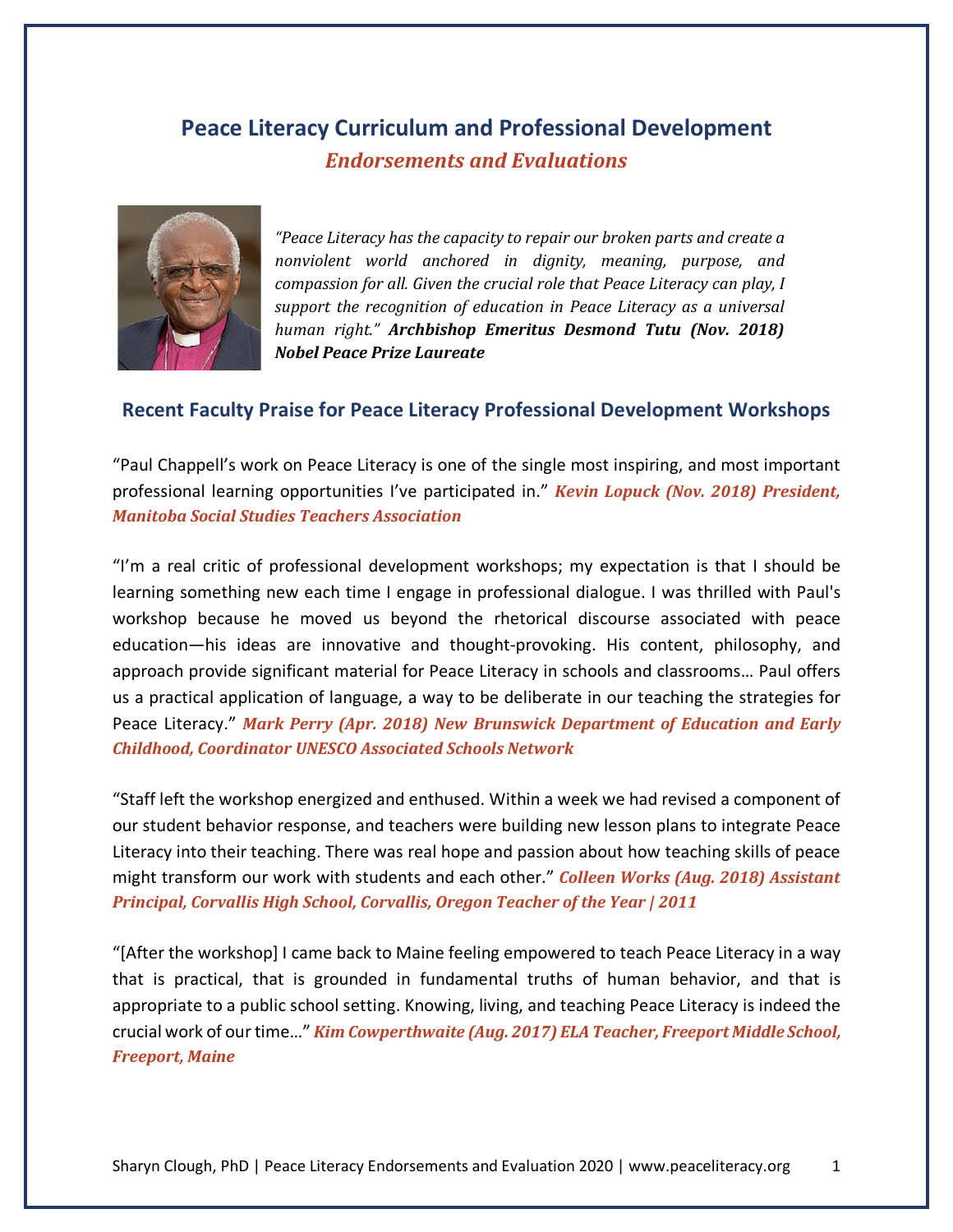# Peace Literacy Curriculum and Professional Development

## *Endorsements and Evaluations*

*"Peace Literacy has the capacity to repair our broken parts and create a nonviolent world anchored in dignity, meaning, purpose, and compassion for all. Given the crucial role that Peace Literacy can play, I support the recognition of education in Peace Literacy as a universal human right."* ***Archbishop Emeritus Desmond Tutu (Nov. 2018) Nobel Peace Prize Laureate***

## Recent Faculty Praise for Peace Literacy Professional Development Workshops

"Paul Chappell's work on Peace Literacy is one of the single most inspiring, and most important professional learning opportunities I've participated in." ***Kevin Lopuck (Nov. 2018) President, Manitoba Social Studies Teachers Association***

"I'm a real critic of professional development workshops; my expectation is that I should be learning something new each time I engage in professional dialogue. I was thrilled with Paul's workshop because he moved us beyond the rhetorical discourse associated with peace education—his ideas are innovative and thought-provoking. His content, philosophy, and approach provide significant material for Peace Literacy in schools and classrooms… Paul offers us a practical application of language, a way to be deliberate in our teaching the strategies for Peace Literacy." ***Mark Perry (Apr. 2018) New Brunswick Department of Education and Early Childhood, Coordinator UNESCO Associated Schools Network***

"Staff left the workshop energized and enthused. Within a week we had revised a component of our student behavior response, and teachers were building new lesson plans to integrate Peace Literacy into their teaching. There was real hope and passion about how teaching skills of peace might transform our work with students and each other." ***Colleen Works (Aug. 2018) Assistant Principal, Corvallis High School, Corvallis, Oregon Teacher of the Year | 2011***

"[After the workshop] I came back to Maine feeling empowered to teach Peace Literacy in a way that is practical, that is grounded in fundamental truths of human behavior, and that is appropriate to a public school setting. Knowing, living, and teaching Peace Literacy is indeed the crucial work of our time…" ***Kim Cowperthwaite (Aug. 2017) ELA Teacher, Freeport Middle School, Freeport, Maine***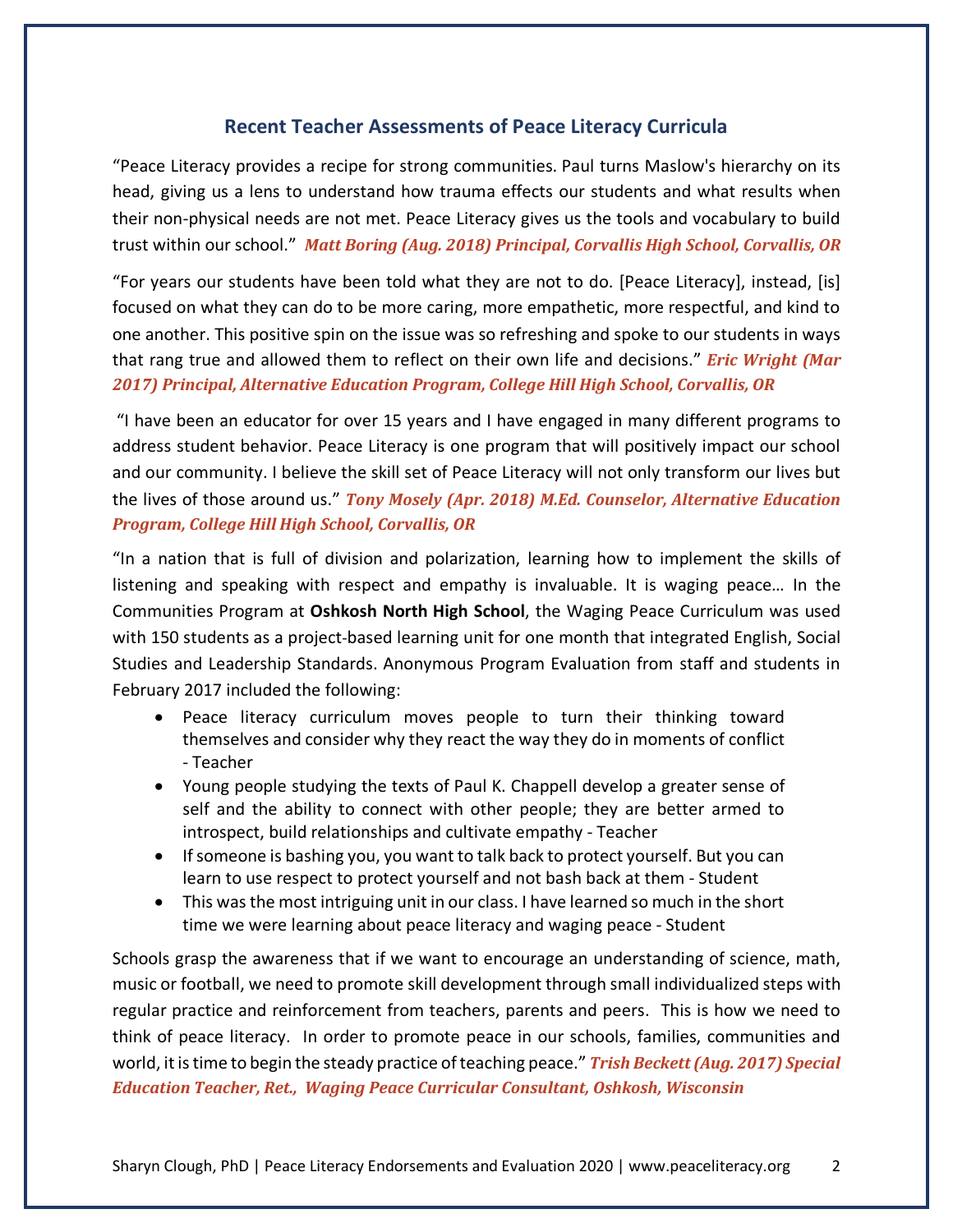## Recent Teacher Assessments of Peace Literacy Curricula

"Peace Literacy provides a recipe for strong communities. Paul turns Maslow's hierarchy on its head, giving us a lens to understand how trauma effects our students and what results when their non-physical needs are not met. Peace Literacy gives us the tools and vocabulary to build trust within our school." ***Matt Boring (Aug. 2018) Principal, Corvallis High School, Corvallis, OR***

"For years our students have been told what they are not to do. [Peace Literacy], instead, [is] focused on what they can do to be more caring, more empathetic, more respectful, and kind to one another. This positive spin on the issue was so refreshing and spoke to our students in ways that rang true and allowed them to reflect on their own life and decisions." ***Eric Wright (Mar 2017) Principal, Alternative Education Program, College Hill High School, Corvallis, OR***

"I have been an educator for over 15 years and I have engaged in many different programs to address student behavior. Peace Literacy is one program that will positively impact our school and our community. I believe the skill set of Peace Literacy will not only transform our lives but the lives of those around us." ***Tony Mosely (Apr. 2018) M.Ed. Counselor, Alternative Education Program, College Hill High School, Corvallis, OR***

"In a nation that is full of division and polarization, learning how to implement the skills of listening and speaking with respect and empathy is invaluable. It is waging peace… In the Communities Program at **Oshkosh North High School**, the Waging Peace Curriculum was used with 150 students as a project-based learning unit for one month that integrated English, Social Studies and Leadership Standards. Anonymous Program Evaluation from staff and students in February 2017 included the following:

- Peace literacy curriculum moves people to turn their thinking toward themselves and consider why they react the way they do in moments of conflict - Teacher
- Young people studying the texts of Paul K. Chappell develop a greater sense of self and the ability to connect with other people; they are better armed to introspect, build relationships and cultivate empathy - Teacher
- If someone is bashing you, you want to talk back to protect yourself. But you can learn to use respect to protect yourself and not bash back at them - Student
- This was the most intriguing unit in our class. I have learned so much in the short time we were learning about peace literacy and waging peace - Student

Schools grasp the awareness that if we want to encourage an understanding of science, math, music or football, we need to promote skill development through small individualized steps with regular practice and reinforcement from teachers, parents and peers. This is how we need to think of peace literacy. In order to promote peace in our schools, families, communities and world, it is time to begin the steady practice of teaching peace." ***Trish Beckett (Aug. 2017) Special Education Teacher, Ret., Waging Peace Curricular Consultant, Oshkosh, Wisconsin***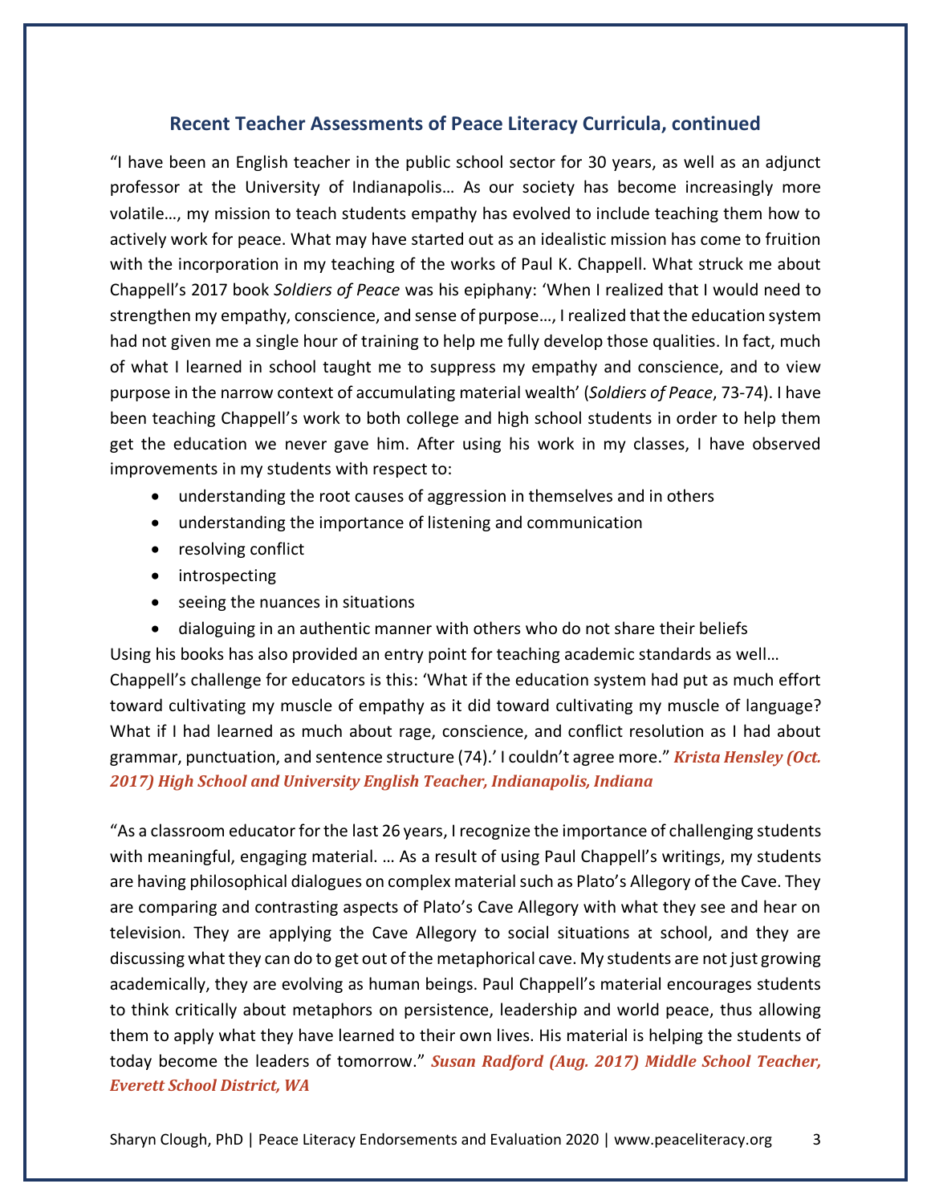## Recent Teacher Assessments of Peace Literacy Curricula, continued

"I have been an English teacher in the public school sector for 30 years, as well as an adjunct professor at the University of Indianapolis… As our society has become increasingly more volatile…, my mission to teach students empathy has evolved to include teaching them how to actively work for peace. What may have started out as an idealistic mission has come to fruition with the incorporation in my teaching of the works of Paul K. Chappell. What struck me about Chappell's 2017 book *Soldiers of Peace* was his epiphany: 'When I realized that I would need to strengthen my empathy, conscience, and sense of purpose…, I realized that the education system had not given me a single hour of training to help me fully develop those qualities. In fact, much of what I learned in school taught me to suppress my empathy and conscience, and to view purpose in the narrow context of accumulating material wealth' (*Soldiers of Peace*, 73-74). I have been teaching Chappell's work to both college and high school students in order to help them get the education we never gave him. After using his work in my classes, I have observed improvements in my students with respect to:

- understanding the root causes of aggression in themselves and in others
- understanding the importance of listening and communication
- resolving conflict
- introspecting
- seeing the nuances in situations
- dialoguing in an authentic manner with others who do not share their beliefs

Using his books has also provided an entry point for teaching academic standards as well… Chappell's challenge for educators is this: 'What if the education system had put as much effort toward cultivating my muscle of empathy as it did toward cultivating my muscle of language? What if I had learned as much about rage, conscience, and conflict resolution as I had about grammar, punctuation, and sentence structure (74).' I couldn't agree more." ***Krista Hensley (Oct. 2017) High School and University English Teacher, Indianapolis, Indiana***

"As a classroom educator for the last 26 years, I recognize the importance of challenging students with meaningful, engaging material. … As a result of using Paul Chappell's writings, my students are having philosophical dialogues on complex material such as Plato's Allegory of the Cave. They are comparing and contrasting aspects of Plato's Cave Allegory with what they see and hear on television. They are applying the Cave Allegory to social situations at school, and they are discussing what they can do to get out of the metaphorical cave. My students are not just growing academically, they are evolving as human beings. Paul Chappell's material encourages students to think critically about metaphors on persistence, leadership and world peace, thus allowing them to apply what they have learned to their own lives. His material is helping the students of today become the leaders of tomorrow." ***Susan Radford (Aug. 2017) Middle School Teacher, Everett School District, WA***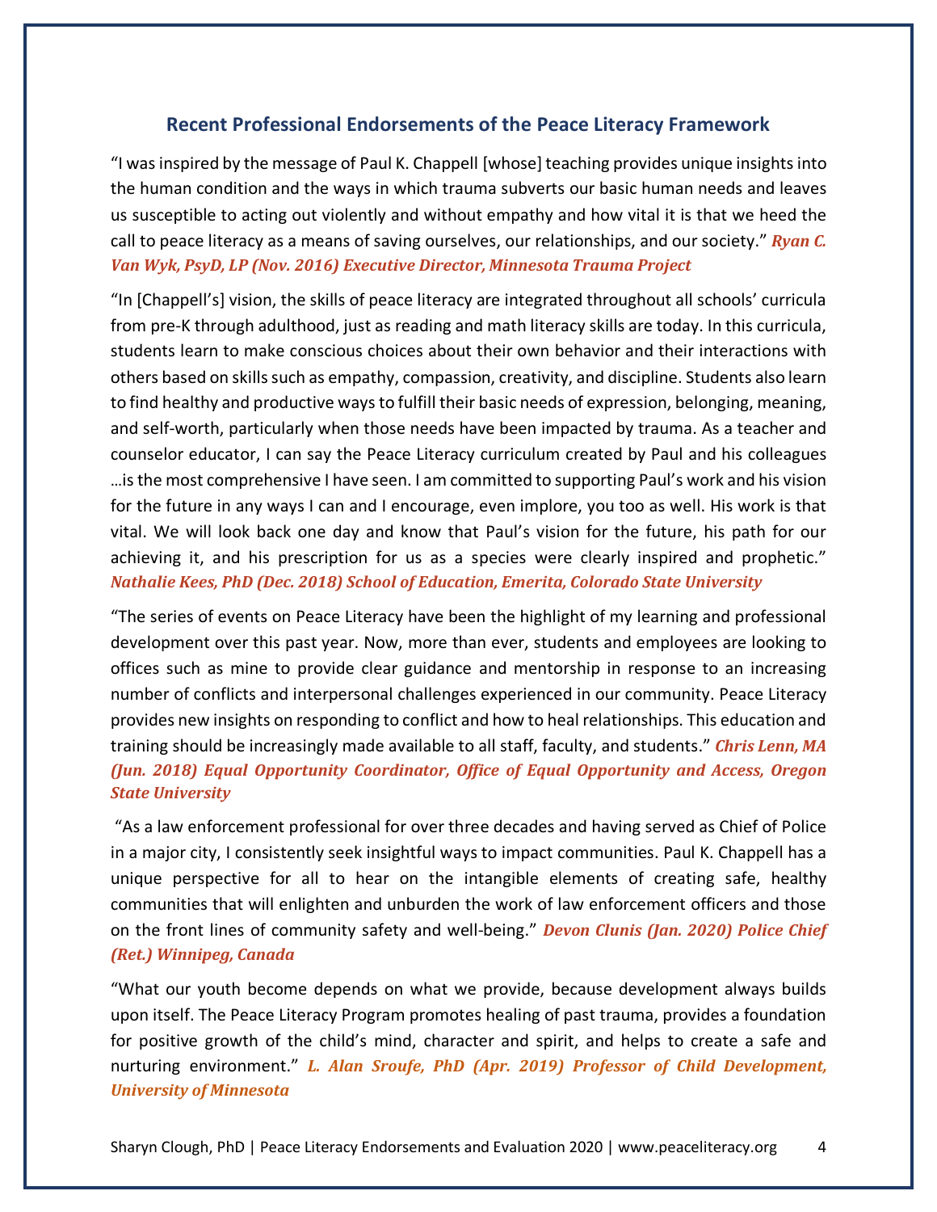## Recent Professional Endorsements of the Peace Literacy Framework

"I was inspired by the message of Paul K. Chappell [whose] teaching provides unique insights into the human condition and the ways in which trauma subverts our basic human needs and leaves us susceptible to acting out violently and without empathy and how vital it is that we heed the call to peace literacy as a means of saving ourselves, our relationships, and our society." ***Ryan C. Van Wyk, PsyD, LP (Nov. 2016) Executive Director, Minnesota Trauma Project***

"In [Chappell's] vision, the skills of peace literacy are integrated throughout all schools' curricula from pre-K through adulthood, just as reading and math literacy skills are today. In this curricula, students learn to make conscious choices about their own behavior and their interactions with others based on skills such as empathy, compassion, creativity, and discipline. Students also learn to find healthy and productive ways to fulfill their basic needs of expression, belonging, meaning, and self-worth, particularly when those needs have been impacted by trauma. As a teacher and counselor educator, I can say the Peace Literacy curriculum created by Paul and his colleagues …is the most comprehensive I have seen. I am committed to supporting Paul's work and his vision for the future in any ways I can and I encourage, even implore, you too as well. His work is that vital. We will look back one day and know that Paul's vision for the future, his path for our achieving it, and his prescription for us as a species were clearly inspired and prophetic." ***Nathalie Kees, PhD (Dec. 2018) School of Education, Emerita, Colorado State University***

"The series of events on Peace Literacy have been the highlight of my learning and professional development over this past year. Now, more than ever, students and employees are looking to offices such as mine to provide clear guidance and mentorship in response to an increasing number of conflicts and interpersonal challenges experienced in our community. Peace Literacy provides new insights on responding to conflict and how to heal relationships. This education and training should be increasingly made available to all staff, faculty, and students." ***Chris Lenn, MA (Jun. 2018) Equal Opportunity Coordinator, Office of Equal Opportunity and Access, Oregon State University***

"As a law enforcement professional for over three decades and having served as Chief of Police in a major city, I consistently seek insightful ways to impact communities. Paul K. Chappell has a unique perspective for all to hear on the intangible elements of creating safe, healthy communities that will enlighten and unburden the work of law enforcement officers and those on the front lines of community safety and well-being." ***Devon Clunis (Jan. 2020) Police Chief (Ret.) Winnipeg, Canada***

"What our youth become depends on what we provide, because development always builds upon itself. The Peace Literacy Program promotes healing of past trauma, provides a foundation for positive growth of the child's mind, character and spirit, and helps to create a safe and nurturing environment." ***L. Alan Sroufe, PhD (Apr. 2019) Professor of Child Development, University of Minnesota***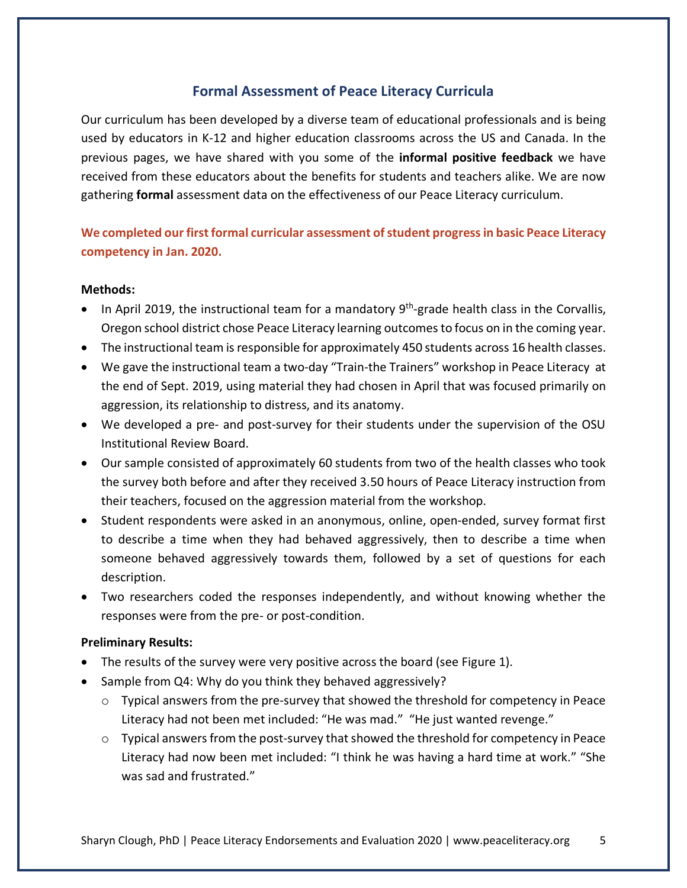## Formal Assessment of Peace Literacy Curricula

Our curriculum has been developed by a diverse team of educational professionals and is being used by educators in K-12 and higher education classrooms across the US and Canada. In the previous pages, we have shared with you some of the **informal positive feedback** we have received from these educators about the benefits for students and teachers alike. We are now gathering **formal** assessment data on the effectiveness of our Peace Literacy curriculum.

**We completed our first formal curricular assessment of student progress in basic Peace Literacy competency in Jan. 2020.**

**Methods:**

- In April 2019, the instructional team for a mandatory 9th-grade health class in the Corvallis, Oregon school district chose Peace Literacy learning outcomes to focus on in the coming year.
- The instructional team is responsible for approximately 450 students across 16 health classes.
- We gave the instructional team a two-day "Train-the Trainers" workshop in Peace Literacy at the end of Sept. 2019, using material they had chosen in April that was focused primarily on aggression, its relationship to distress, and its anatomy.
- We developed a pre- and post-survey for their students under the supervision of the OSU Institutional Review Board.
- Our sample consisted of approximately 60 students from two of the health classes who took the survey both before and after they received 3.50 hours of Peace Literacy instruction from their teachers, focused on the aggression material from the workshop.
- Student respondents were asked in an anonymous, online, open-ended, survey format first to describe a time when they had behaved aggressively, then to describe a time when someone behaved aggressively towards them, followed by a set of questions for each description.
- Two researchers coded the responses independently, and without knowing whether the responses were from the pre- or post-condition.

**Preliminary Results:**

- The results of the survey were very positive across the board (see Figure 1).
- Sample from Q4: Why do you think they behaved aggressively?
  - Typical answers from the pre-survey that showed the threshold for competency in Peace Literacy had not been met included: "He was mad." "He just wanted revenge."
  - Typical answers from the post-survey that showed the threshold for competency in Peace Literacy had now been met included: "I think he was having a hard time at work." "She was sad and frustrated."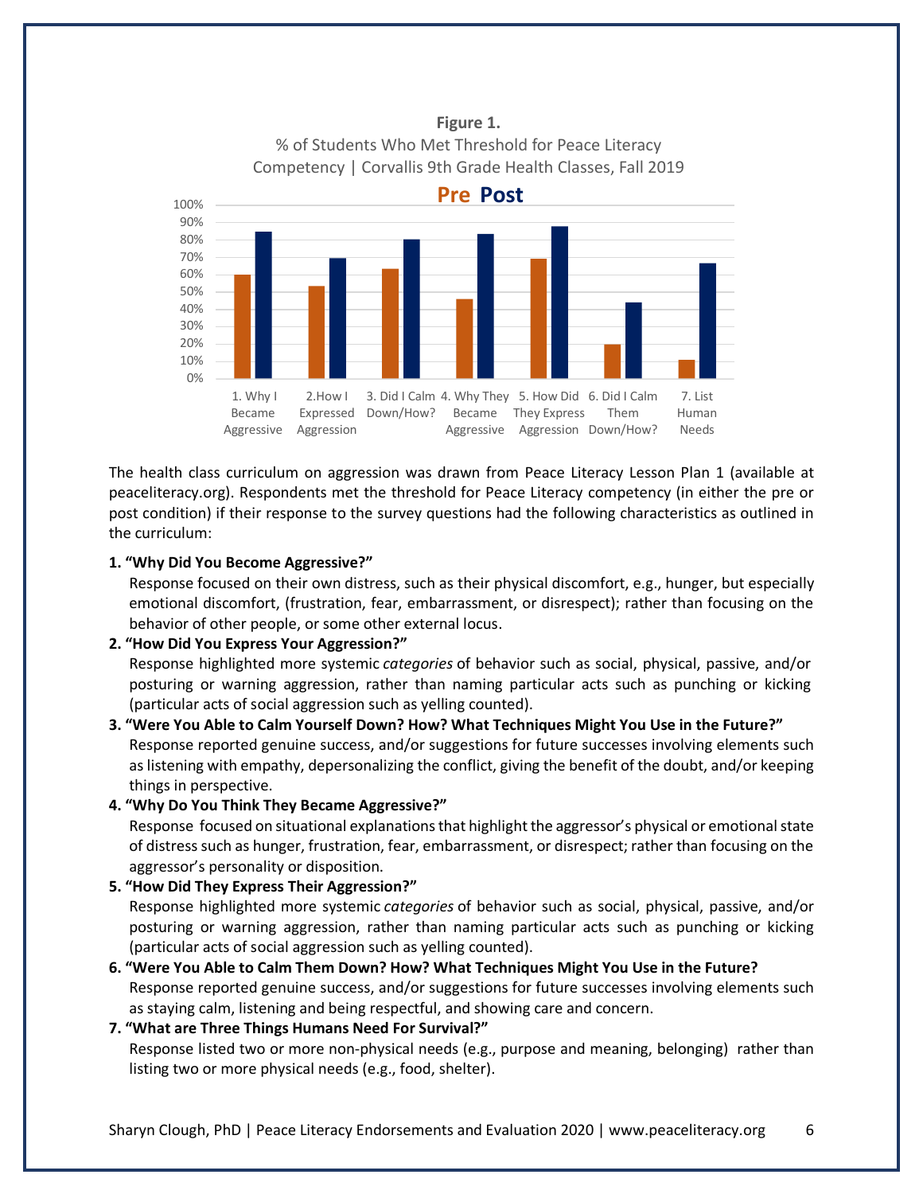**Figure 1.**

% of Students Who Met Threshold for Peace Literacy Competency | Corvallis 9th Grade Health Classes, Fall 2019

The health class curriculum on aggression was drawn from Peace Literacy Lesson Plan 1 (available at peaceliteracy.org). Respondents met the threshold for Peace Literacy competency (in either the pre or post condition) if their response to the survey questions had the following characteristics as outlined in the curriculum:

**1. "Why Did You Become Aggressive?"**

Response focused on their own distress, such as their physical discomfort, e.g., hunger, but especially emotional discomfort, (frustration, fear, embarrassment, or disrespect); rather than focusing on the behavior of other people, or some other external locus.

**2. "How Did You Express Your Aggression?"**

Response highlighted more systemic *categories* of behavior such as social, physical, passive, and/or posturing or warning aggression, rather than naming particular acts such as punching or kicking (particular acts of social aggression such as yelling counted).

**3. "Were You Able to Calm Yourself Down? How? What Techniques Might You Use in the Future?"**

Response reported genuine success, and/or suggestions for future successes involving elements such as listening with empathy, depersonalizing the conflict, giving the benefit of the doubt, and/or keeping things in perspective.

**4. "Why Do You Think They Became Aggressive?"**

Response focused on situational explanations that highlight the aggressor's physical or emotional state of distress such as hunger, frustration, fear, embarrassment, or disrespect; rather than focusing on the aggressor's personality or disposition.

**5. "How Did They Express Their Aggression?"**

Response highlighted more systemic *categories* of behavior such as social, physical, passive, and/or posturing or warning aggression, rather than naming particular acts such as punching or kicking (particular acts of social aggression such as yelling counted).

**6. "Were You Able to Calm Them Down? How? What Techniques Might You Use in the Future?**

Response reported genuine success, and/or suggestions for future successes involving elements such as staying calm, listening and being respectful, and showing care and concern.

**7. "What are Three Things Humans Need For Survival?"**

Response listed two or more non-physical needs (e.g., purpose and meaning, belonging) rather than listing two or more physical needs (e.g., food, shelter).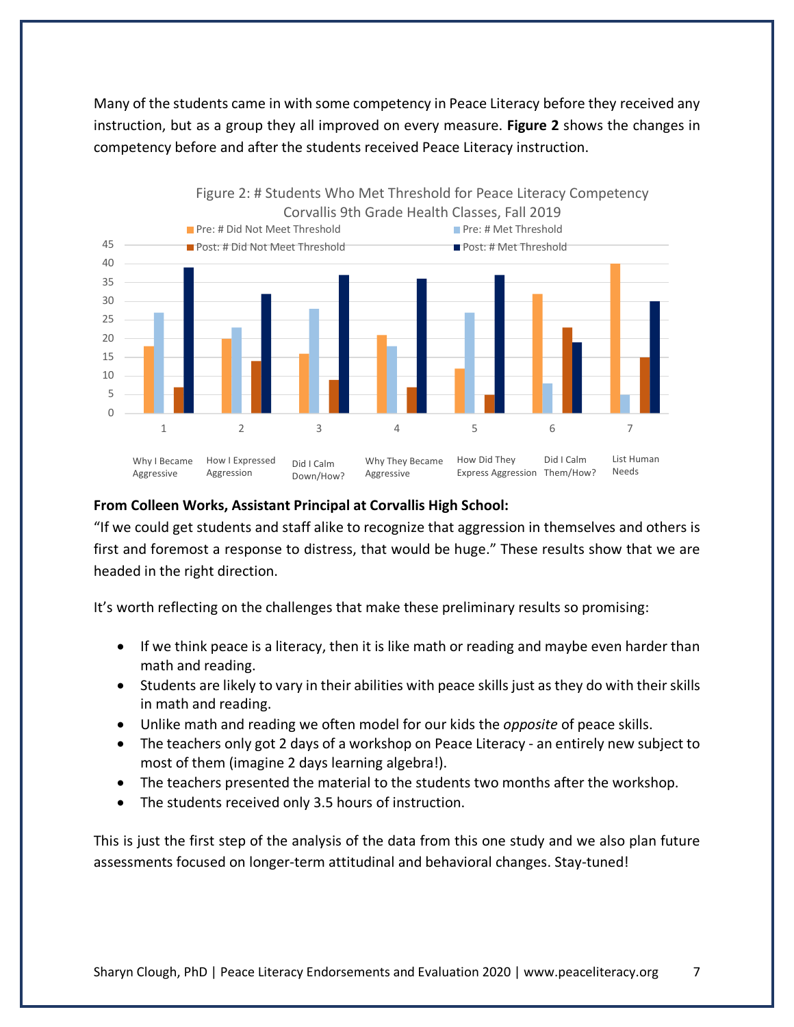Many of the students came in with some competency in Peace Literacy before they received any instruction, but as a group they all improved on every measure. **Figure 2** shows the changes in competency before and after the students received Peace Literacy instruction.

Figure 2: # Students Who Met Threshold for Peace Literacy Competency
Corvallis 9th Grade Health Classes, Fall 2019

**From Colleen Works, Assistant Principal at Corvallis High School:**
"If we could get students and staff alike to recognize that aggression in themselves and others is first and foremost a response to distress, that would be huge." These results show that we are headed in the right direction.

It's worth reflecting on the challenges that make these preliminary results so promising:

- If we think peace is a literacy, then it is like math or reading and maybe even harder than math and reading.
- Students are likely to vary in their abilities with peace skills just as they do with their skills in math and reading.
- Unlike math and reading we often model for our kids the *opposite* of peace skills.
- The teachers only got 2 days of a workshop on Peace Literacy - an entirely new subject to most of them (imagine 2 days learning algebra!).
- The teachers presented the material to the students two months after the workshop.
- The students received only 3.5 hours of instruction.

This is just the first step of the analysis of the data from this one study and we also plan future assessments focused on longer-term attitudinal and behavioral changes. Stay-tuned!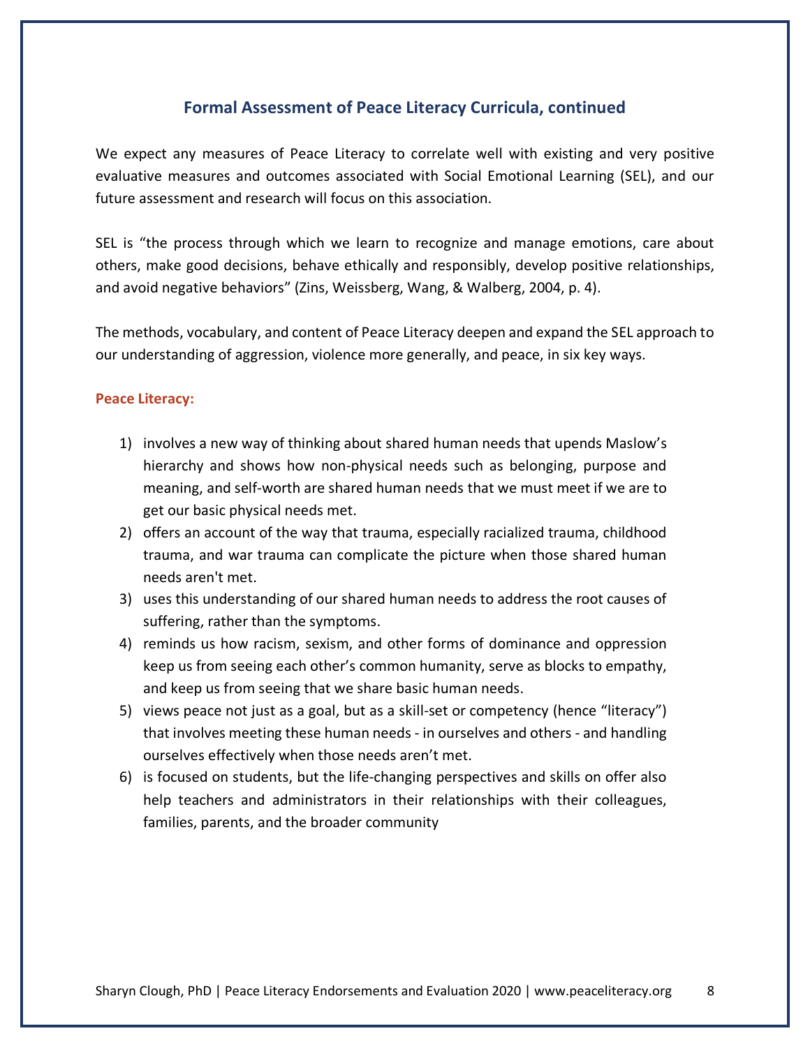## Formal Assessment of Peace Literacy Curricula, continued

We expect any measures of Peace Literacy to correlate well with existing and very positive evaluative measures and outcomes associated with Social Emotional Learning (SEL), and our future assessment and research will focus on this association.

SEL is "the process through which we learn to recognize and manage emotions, care about others, make good decisions, behave ethically and responsibly, develop positive relationships, and avoid negative behaviors" (Zins, Weissberg, Wang, & Walberg, 2004, p. 4).

The methods, vocabulary, and content of Peace Literacy deepen and expand the SEL approach to our understanding of aggression, violence more generally, and peace, in six key ways.

**Peace Literacy:**

1) involves a new way of thinking about shared human needs that upends Maslow's hierarchy and shows how non-physical needs such as belonging, purpose and meaning, and self-worth are shared human needs that we must meet if we are to get our basic physical needs met.
2) offers an account of the way that trauma, especially racialized trauma, childhood trauma, and war trauma can complicate the picture when those shared human needs aren't met.
3) uses this understanding of our shared human needs to address the root causes of suffering, rather than the symptoms.
4) reminds us how racism, sexism, and other forms of dominance and oppression keep us from seeing each other's common humanity, serve as blocks to empathy, and keep us from seeing that we share basic human needs.
5) views peace not just as a goal, but as a skill-set or competency (hence "literacy") that involves meeting these human needs - in ourselves and others - and handling ourselves effectively when those needs aren't met.
6) is focused on students, but the life-changing perspectives and skills on offer also help teachers and administrators in their relationships with their colleagues, families, parents, and the broader community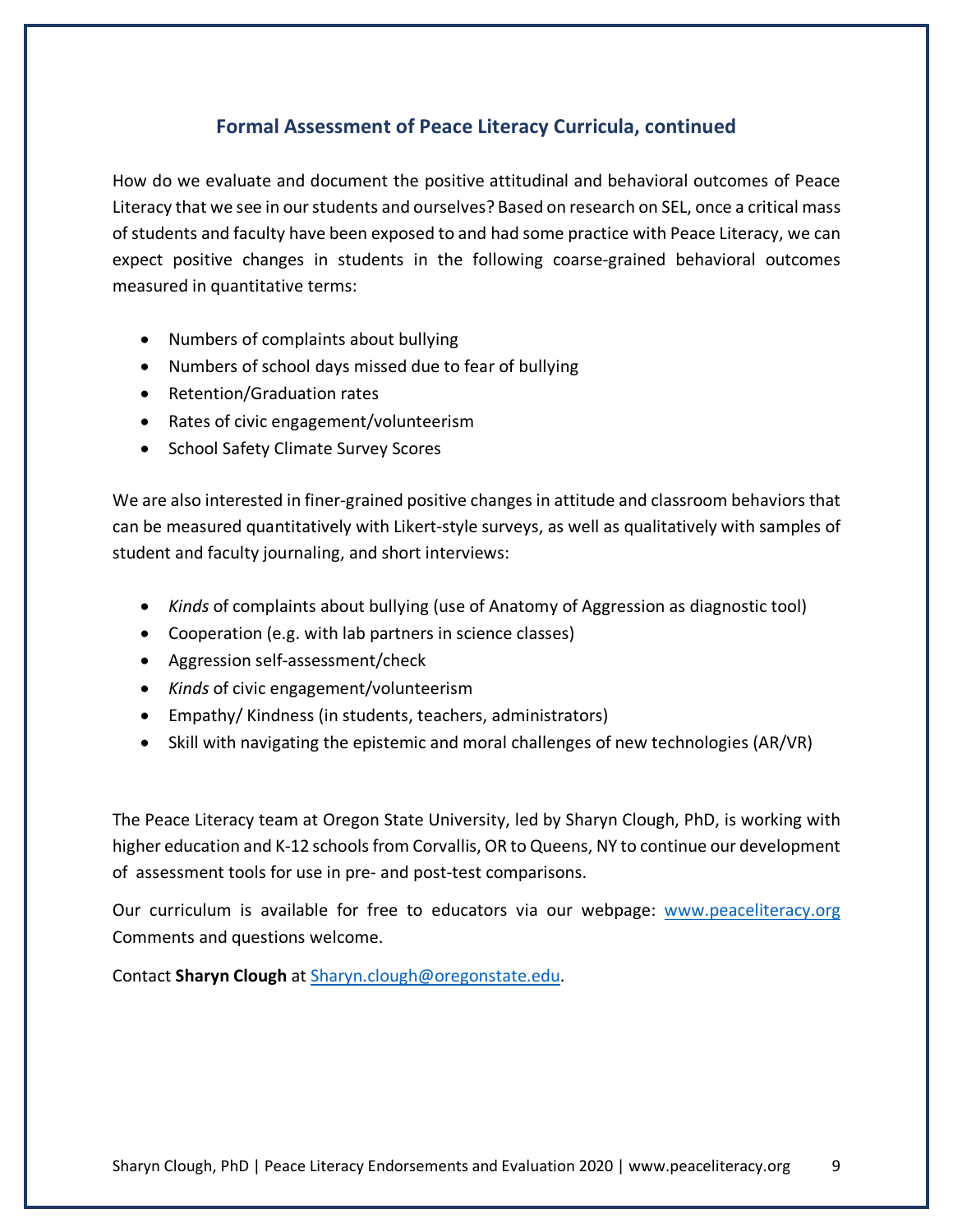## Formal Assessment of Peace Literacy Curricula, continued

How do we evaluate and document the positive attitudinal and behavioral outcomes of Peace Literacy that we see in our students and ourselves? Based on research on SEL, once a critical mass of students and faculty have been exposed to and had some practice with Peace Literacy, we can expect positive changes in students in the following coarse-grained behavioral outcomes measured in quantitative terms:

- Numbers of complaints about bullying
- Numbers of school days missed due to fear of bullying
- Retention/Graduation rates
- Rates of civic engagement/volunteerism
- School Safety Climate Survey Scores

We are also interested in finer-grained positive changes in attitude and classroom behaviors that can be measured quantitatively with Likert-style surveys, as well as qualitatively with samples of student and faculty journaling, and short interviews:

- *Kinds* of complaints about bullying (use of Anatomy of Aggression as diagnostic tool)
- Cooperation (e.g. with lab partners in science classes)
- Aggression self-assessment/check
- *Kinds* of civic engagement/volunteerism
- Empathy/ Kindness (in students, teachers, administrators)
- Skill with navigating the epistemic and moral challenges of new technologies (AR/VR)

The Peace Literacy team at Oregon State University, led by Sharyn Clough, PhD, is working with higher education and K-12 schools from Corvallis, OR to Queens, NY to continue our development of assessment tools for use in pre- and post-test comparisons.

Our curriculum is available for free to educators via our webpage: [www.peaceliteracy.org](http://www.peaceliteracy.org) Comments and questions welcome.

Contact **Sharyn Clough** at [Sharyn.clough@oregonstate.edu](mailto:Sharyn.clough@oregonstate.edu).